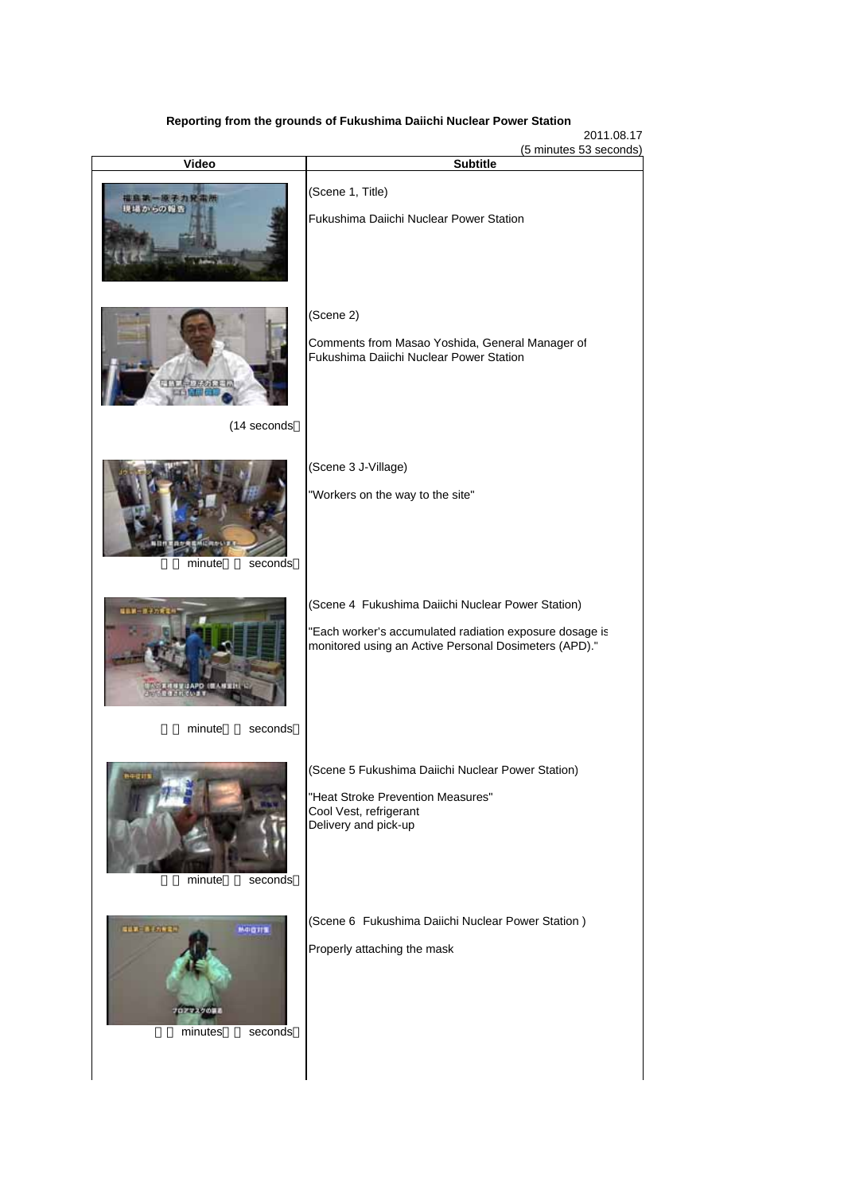**Reporting from the grounds of Fukushima Daiichi Nuclear Power Station**

2011.08.17

(5 minutes 53 seconds)

| Video | Subtitle |
| --- | --- |
| | (Scene 1, Title)<br><br>Fukushima Daiichi Nuclear Power Station |
| (14 seconds | (Scene 2)<br><br>Comments from Masao Yoshida, General Manager of Fukushima Daiichi Nuclear Power Station |
| minute seconds | (Scene 3 J-Village)<br><br>"Workers on the way to the site" |
| minute seconds | (Scene 4 Fukushima Daiichi Nuclear Power Station)<br><br>"Each worker's accumulated radiation exposure dosage is monitored using an Active Personal Dosimeters (APD)." |
| minute seconds | (Scene 5 Fukushima Daiichi Nuclear Power Station)<br><br>"Heat Stroke Prevention Measures"<br>Cool Vest, refrigerant<br>Delivery and pick-up |
| minutes seconds | (Scene 6 Fukushima Daiichi Nuclear Power Station )<br><br>Properly attaching the mask |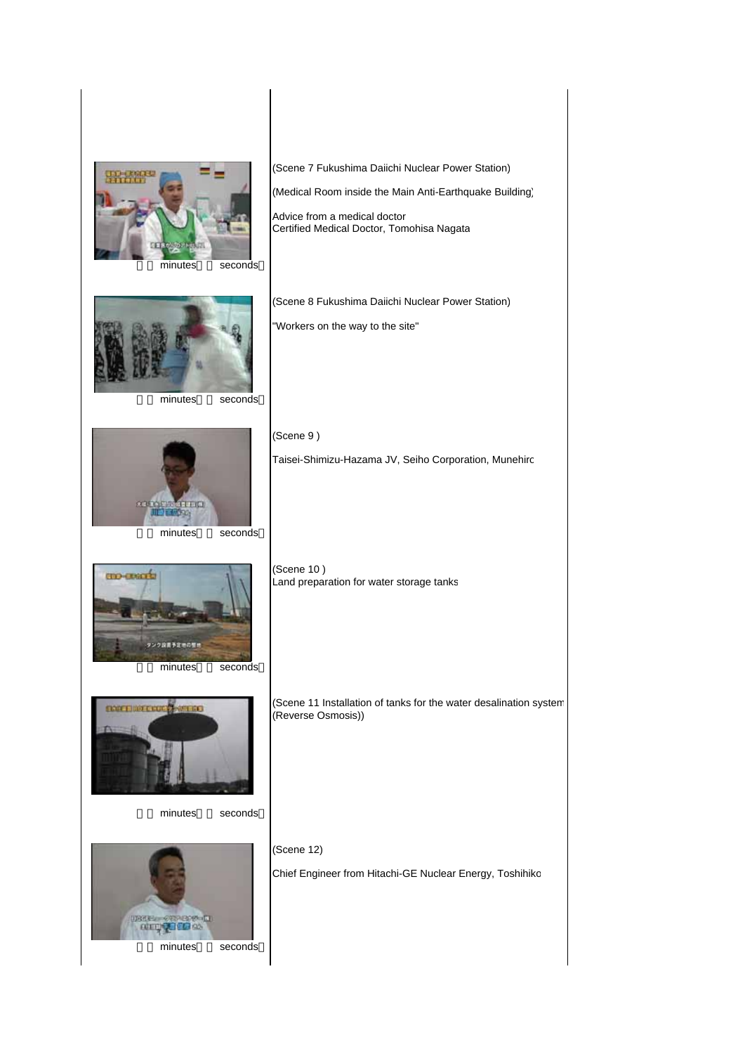| | |
|---|---|
| minutes seconds | (Scene 7 Fukushima Daiichi Nuclear Power Station)<br><br>(Medical Room inside the Main Anti-Earthquake Building)<br><br>Advice from a medical doctor<br>Certified Medical Doctor, Tomohisa Nagata |
| minutes seconds | (Scene 8 Fukushima Daiichi Nuclear Power Station)<br><br>"Workers on the way to the site" |
| minutes seconds | (Scene 9 )<br><br>Taisei-Shimizu-Hazama JV, Seiho Corporation, Munehiro |
| minutes seconds | (Scene 10 )<br>Land preparation for water storage tanks |
| minutes seconds | (Scene 11 Installation of tanks for the water desalination system (Reverse Osmosis)) |
| minutes seconds | (Scene 12)<br><br>Chief Engineer from Hitachi-GE Nuclear Energy, Toshihiko |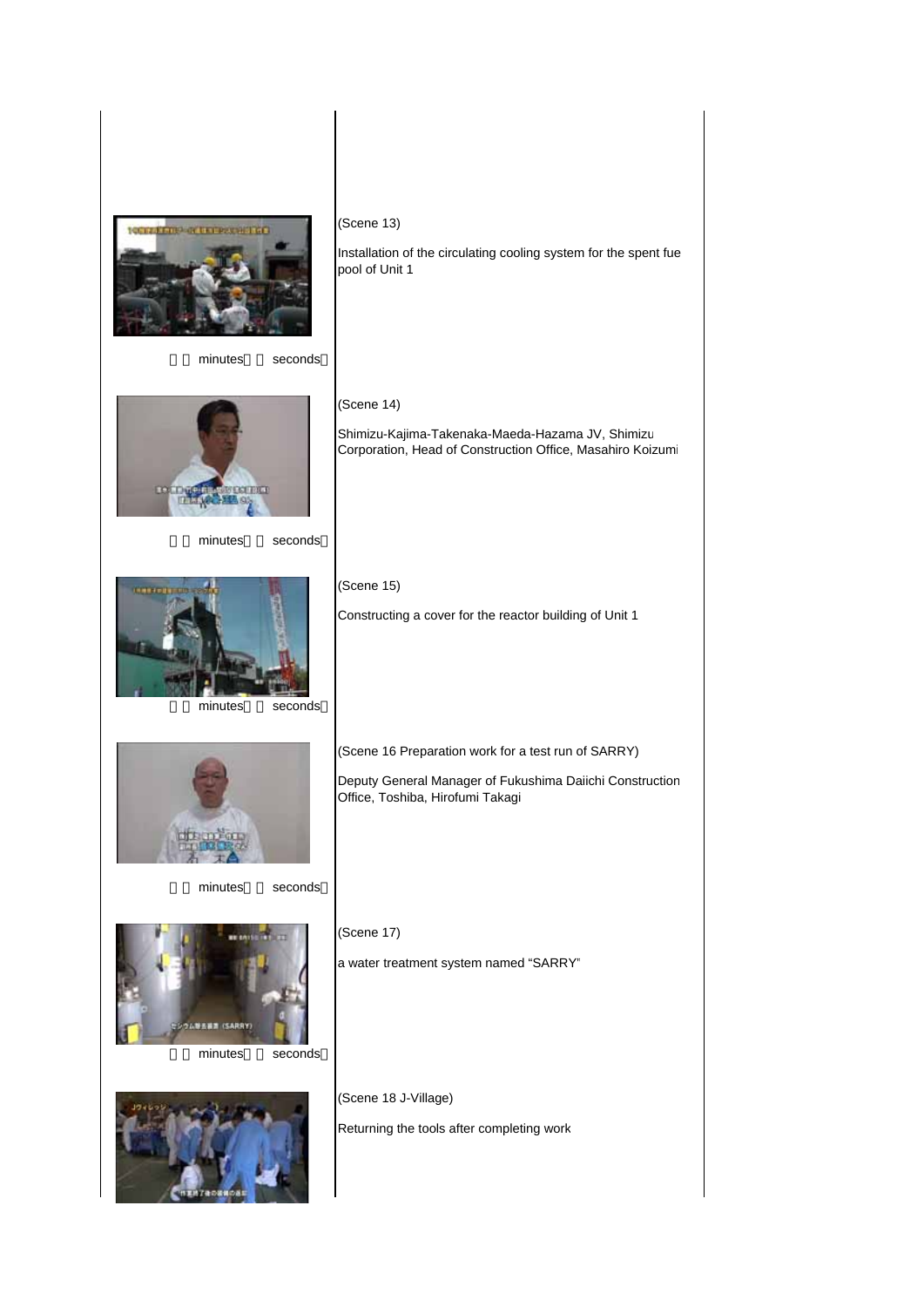| | |
|---|---|
| （　minutes　seconds） | (Scene 13)<br><br>Installation of the circulating cooling system for the spent fue pool of Unit 1 |
| （　minutes　seconds） | (Scene 14)<br><br>Shimizu-Kajima-Takenaka-Maeda-Hazama JV, Shimizu Corporation, Head of Construction Office, Masahiro Koizumi |
| （　minutes　seconds） | (Scene 15)<br><br>Constructing a cover for the reactor building of Unit 1 |
| （　minutes　seconds） | (Scene 16 Preparation work for a test run of SARRY)<br><br>Deputy General Manager of Fukushima Daiichi Construction Office, Toshiba, Hirofumi Takagi |
| （　minutes　seconds） | (Scene 17)<br><br>a water treatment system named "SARRY" |
| | (Scene 18 J-Village)<br><br>Returning the tools after completing work |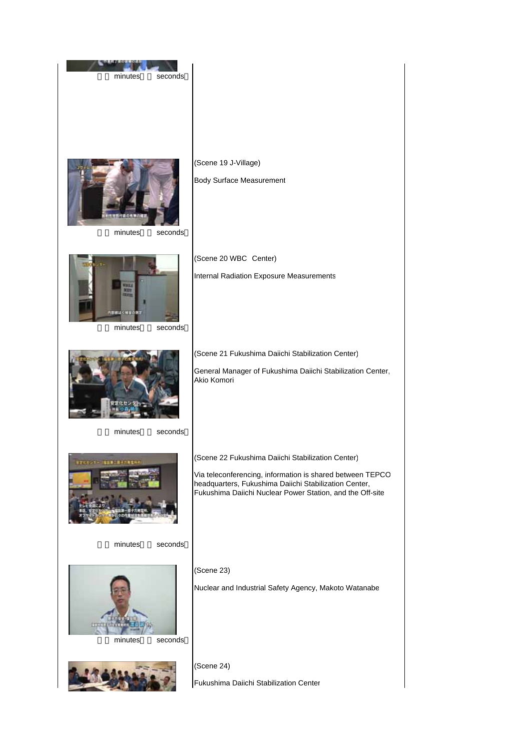| | |
|---|---|
| minutes seconds | |
| minutes seconds | (Scene 19 J-Village)<br><br>Body Surface Measurement |
| minutes seconds | (Scene 20 WBC Center)<br><br>Internal Radiation Exposure Measurements |
| minutes seconds | (Scene 21 Fukushima Daiichi Stabilization Center)<br><br>General Manager of Fukushima Daiichi Stabilization Center, Akio Komori |
| minutes seconds | (Scene 22 Fukushima Daiichi Stabilization Center)<br><br>Via teleconferencing, information is shared between TEPCO headquarters, Fukushima Daiichi Stabilization Center, Fukushima Daiichi Nuclear Power Station, and the Off-site |
| minutes seconds | (Scene 23)<br><br>Nuclear and Industrial Safety Agency, Makoto Watanabe |
| | (Scene 24)<br><br>Fukushima Daiichi Stabilization Center |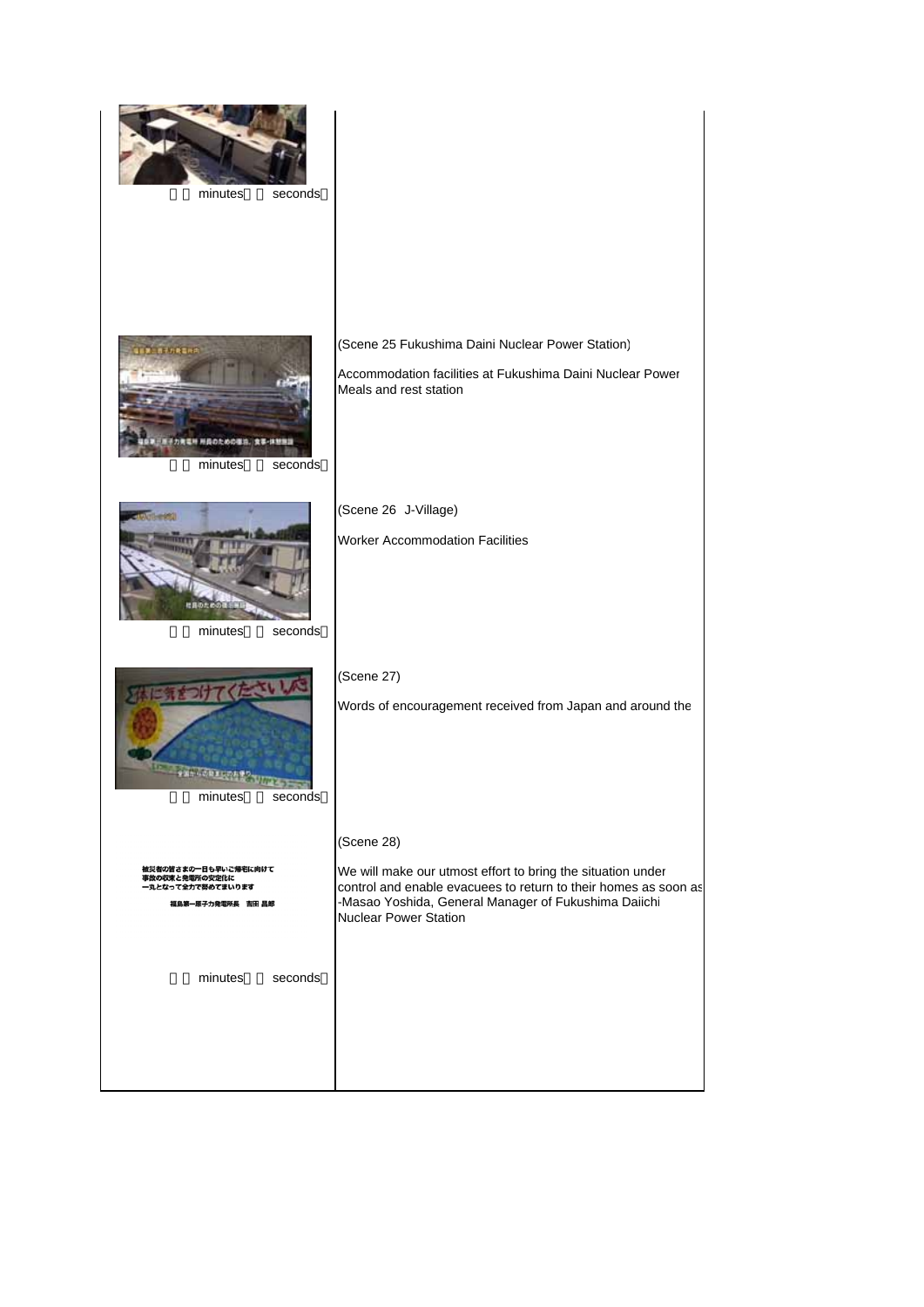| | |
|---|---|
| ＿＿minutes＿＿seconds＿ | |
| 福島第二原子力発電所内<br>福島第一原子力発電所 所員のための宿泊、食事・休憩施設<br>＿＿minutes＿＿seconds＿ | (Scene 25 Fukushima Daini Nuclear Power Station)<br><br>Accommodation facilities at Fukushima Daini Nuclear Power<br>Meals and rest station |
| 社員のための宿泊施設<br>＿＿minutes＿＿seconds＿ | (Scene 26 J-Village)<br><br>Worker Accommodation Facilities |
| 体に気をつけてください<br>全国からの励ましのお便り<br>＿＿minutes＿＿seconds＿ | (Scene 27)<br><br>Words of encouragement received from Japan and around the |
| 被災者の皆さまの一日も早いご帰宅に向けて<br>事故の収束と発電所の安定化に<br>一丸となって全力で努めてまいります<br>福島第一原子力発電所長　吉田 昌郎<br><br>＿＿minutes＿＿seconds＿ | (Scene 28)<br><br>We will make our utmost effort to bring the situation under control and enable evacuees to return to their homes as soon as<br>-Masao Yoshida, General Manager of Fukushima Daiichi Nuclear Power Station |